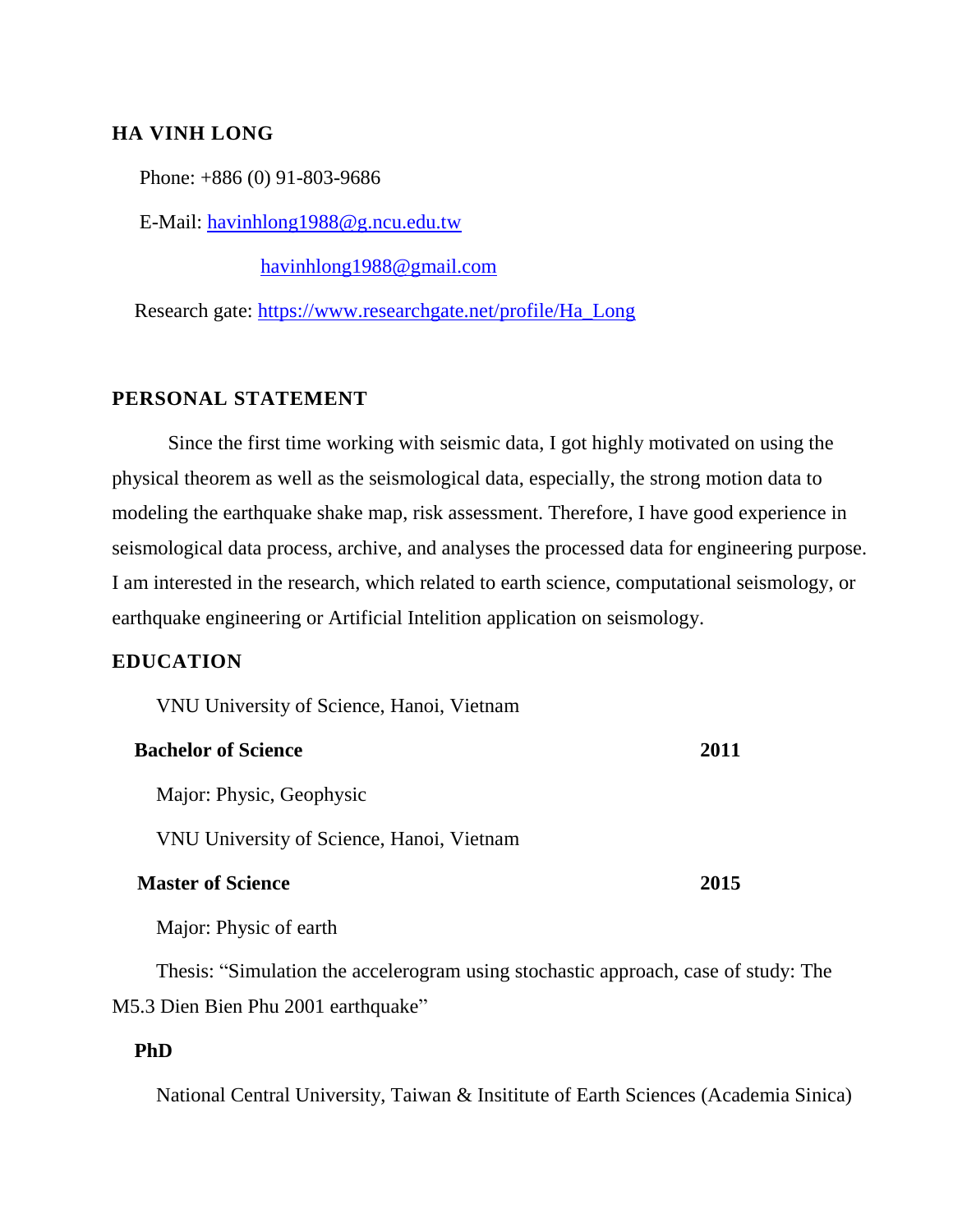# HA VINH LONG

Phone: +886 (0) 91-803-9686

E-Mail: havinhlong1988@g.ncu.edu.tw

havinhlong1988@gmail.com

Research gate: https://www.researchgate.net/profile/Ha_Long

## PERSONAL STATEMENT

Since the first time working with seismic data, I got highly motivated on using the physical theorem as well as the seismological data, especially, the strong motion data to modeling the earthquake shake map, risk assessment. Therefore, I have good experience in seismological data process, archive, and analyses the processed data for engineering purpose. I am interested in the research, which related to earth science, computational seismology, or earthquake engineering or Artificial Intelition application on seismology.

## EDUCATION

VNU University of Science, Hanoi, Vietnam

**Bachelor of Science** **2011**

Major: Physic, Geophysic

VNU University of Science, Hanoi, Vietnam

**Master of Science** **2015**

Major: Physic of earth

Thesis: "Simulation the accelerogram using stochastic approach, case of study: The M5.3 Dien Bien Phu 2001 earthquake"

**PhD**

National Central University, Taiwan & Insititute of Earth Sciences (Academia Sinica)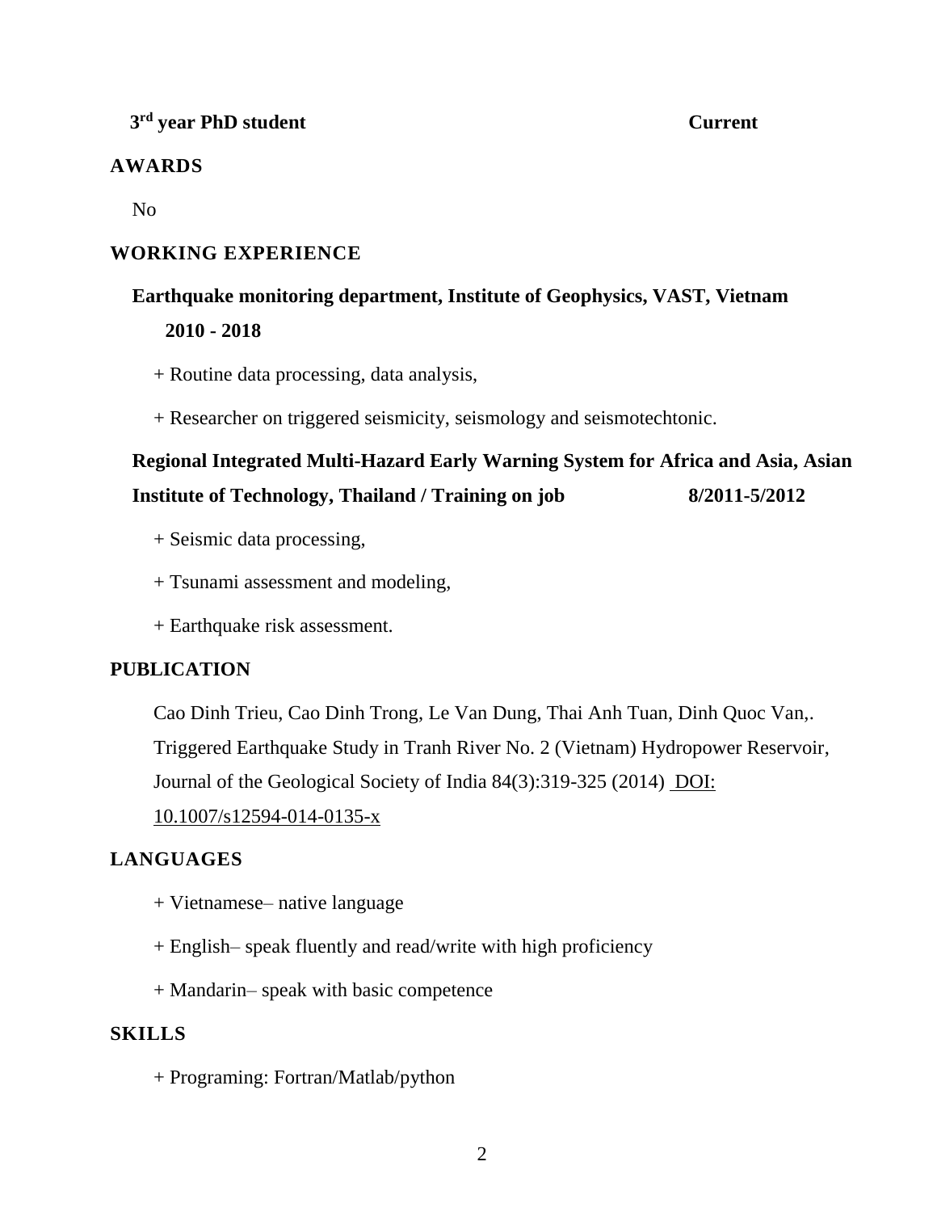**3rd year PHD student** **Current**

## AWARDS

No

## WORKING EXPERIENCE

**Earthquake monitoring department, Institute of Geophysics, VAST, Vietnam**
**2010 - 2018**

+ Routine data processing, data analysis,

+ Researcher on triggered seismicity, seismology and seismotechtonic.

**Regional Integrated Multi-Hazard Early Warning System for Africa and Asia, Asian Institute of Technology, Thailand / Training on job** **8/2011-5/2012**

+ Seismic data processing,

+ Tsunami assessment and modeling,

+ Earthquake risk assessment.

## PUBLICATION

Cao Dinh Trieu, Cao Dinh Trong, Le Van Dung, Thai Anh Tuan, Dinh Quoc Van,. Triggered Earthquake Study in Tranh River No. 2 (Vietnam) Hydropower Reservoir, Journal of the Geological Society of India 84(3):319-325 (2014) DOI: 10.1007/s12594-014-0135-x

## LANGUAGES

+ Vietnamese– native language

+ English– speak fluently and read/write with high proficiency

+ Mandarin– speak with basic competence

## SKILLS

+ Programing: Fortran/Matlab/python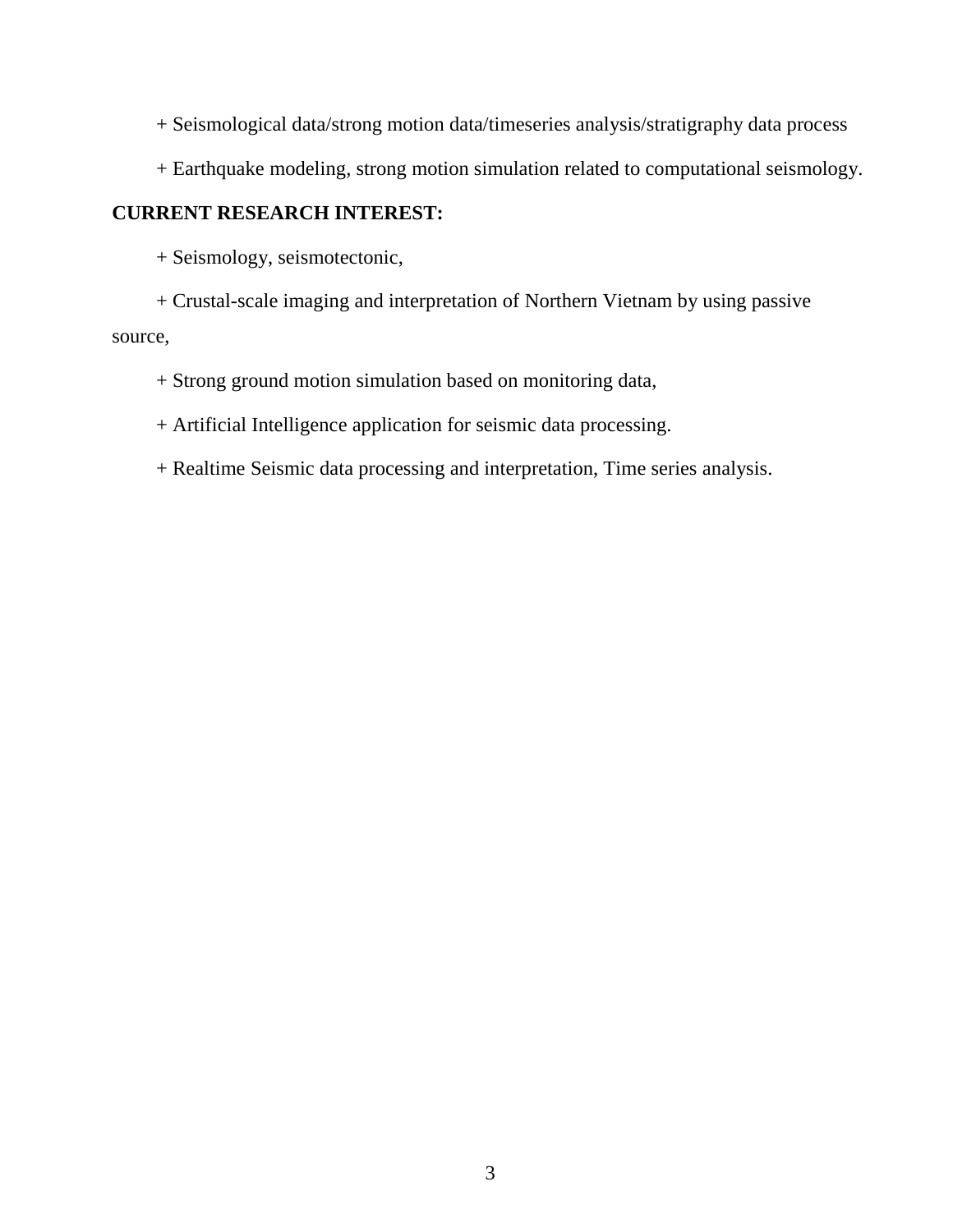+ Seismological data/strong motion data/timeseries analysis/stratigraphy data process

+ Earthquake modeling, strong motion simulation related to computational seismology.

**CURRENT RESEARCH INTEREST:**

+ Seismology, seismotectonic,

+ Crustal-scale imaging and interpretation of Northern Vietnam by using passive source,

+ Strong ground motion simulation based on monitoring data,

+ Artificial Intelligence application for seismic data processing.

+ Realtime Seismic data processing and interpretation, Time series analysis.